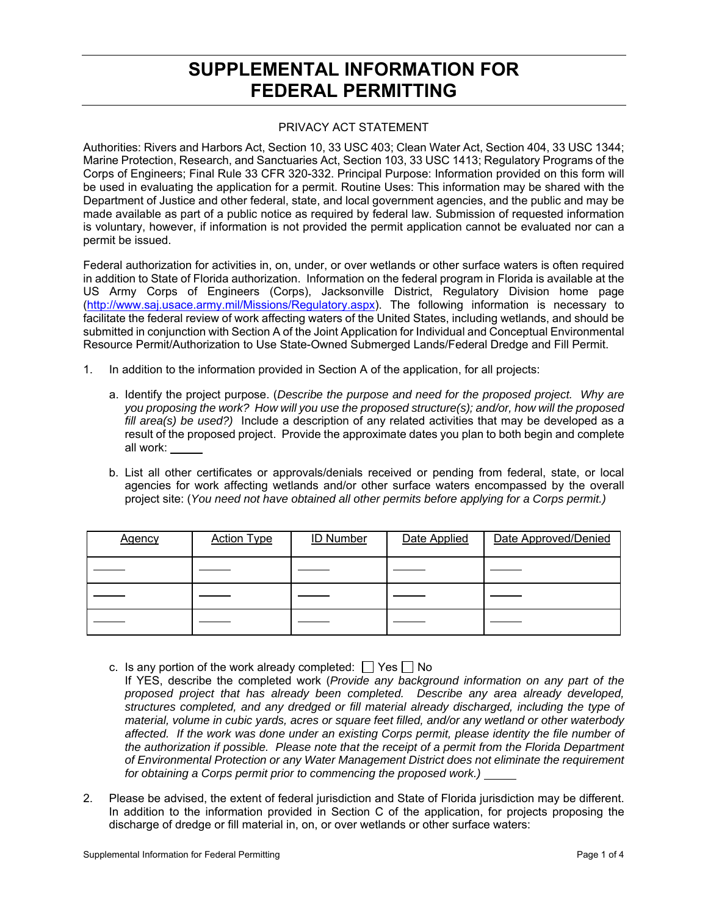# SUPPLEMENTAL INFORMATION FOR FEDERAL PERMITTING

PRIVACY ACT STATEMENT

Authorities: Rivers and Harbors Act, Section 10, 33 USC 403; Clean Water Act, Section 404, 33 USC 1344; Marine Protection, Research, and Sanctuaries Act, Section 103, 33 USC 1413; Regulatory Programs of the Corps of Engineers; Final Rule 33 CFR 320-332. Principal Purpose: Information provided on this form will be used in evaluating the application for a permit. Routine Uses: This information may be shared with the Department of Justice and other federal, state, and local government agencies, and the public and may be made available as part of a public notice as required by federal law. Submission of requested information is voluntary, however, if information is not provided the permit application cannot be evaluated nor can a permit be issued.

Federal authorization for activities in, on, under, or over wetlands or other surface waters is often required in addition to State of Florida authorization. Information on the federal program in Florida is available at the US Army Corps of Engineers (Corps), Jacksonville District, Regulatory Division home page (http://www.saj.usace.army.mil/Missions/Regulatory.aspx). The following information is necessary to facilitate the federal review of work affecting waters of the United States, including wetlands, and should be submitted in conjunction with Section A of the Joint Application for Individual and Conceptual Environmental Resource Permit/Authorization to Use State-Owned Submerged Lands/Federal Dredge and Fill Permit.

1. In addition to the information provided in Section A of the application, for all projects:

   a. Identify the project purpose. (*Describe the purpose and need for the proposed project. Why are you proposing the work? How will you use the proposed structure(s); and/or, how will the proposed fill area(s) be used?*) Include a description of any related activities that may be developed as a result of the proposed project. Provide the approximate dates you plan to both begin and complete all work: _____

   b. List all other certificates or approvals/denials received or pending from federal, state, or local agencies for work affecting wetlands and/or other surface waters encompassed by the overall project site: (*You need not have obtained all other permits before applying for a Corps permit.)*

| Agency | Action Type | ID Number | Date Applied | Date Approved/Denied |
|---|---|---|---|---|
| _____ | _____ | _____ | _____ | _____ |
| _____ | _____ | _____ | _____ | _____ |
| _____ | _____ | _____ | _____ | _____ |

   c. Is any portion of the work already completed: ☐ Yes ☐ No
   If YES, describe the completed work (*Provide any background information on any part of the proposed project that has already been completed. Describe any area already developed, structures completed, and any dredged or fill material already discharged, including the type of material, volume in cubic yards, acres or square feet filled, and/or any wetland or other waterbody affected. If the work was done under an existing Corps permit, please identity the file number of the authorization if possible. Please note that the receipt of a permit from the Florida Department of Environmental Protection or any Water Management District does not eliminate the requirement for obtaining a Corps permit prior to commencing the proposed work.)* _____

2. Please be advised, the extent of federal jurisdiction and State of Florida jurisdiction may be different. In addition to the information provided in Section C of the application, for projects proposing the discharge of dredge or fill material in, on, or over wetlands or other surface waters: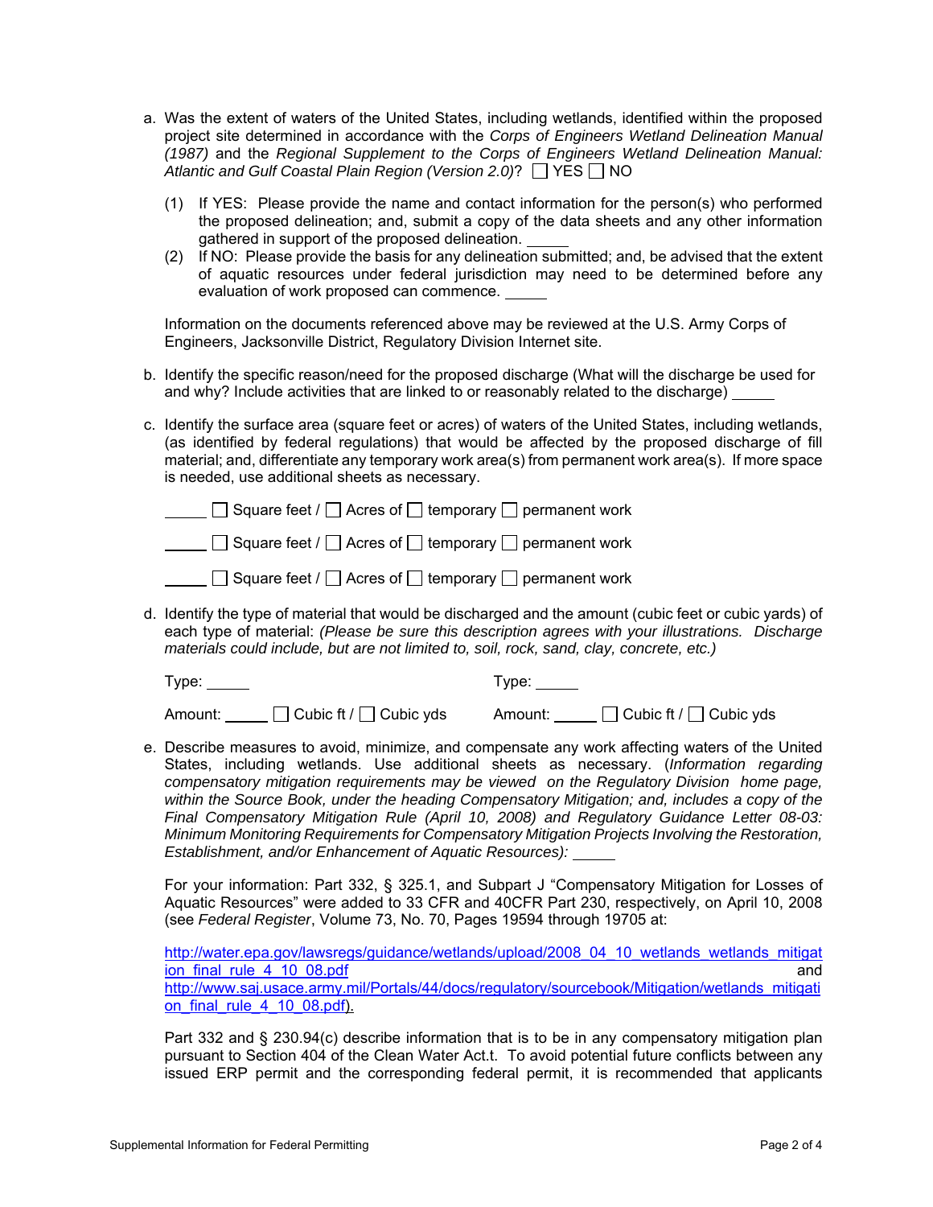a. Was the extent of waters of the United States, including wetlands, identified within the proposed project site determined in accordance with the *Corps of Engineers Wetland Delineation Manual (1987)* and the *Regional Supplement to the Corps of Engineers Wetland Delineation Manual: Atlantic and Gulf Coastal Plain Region (Version 2.0)*? ☐ YES ☐ NO

   (1) If YES: Please provide the name and contact information for the person(s) who performed the proposed delineation; and, submit a copy of the data sheets and any other information gathered in support of the proposed delineation. _____

   (2) If NO: Please provide the basis for any delineation submitted; and, be advised that the extent of aquatic resources under federal jurisdiction may need to be determined before any evaluation of work proposed can commence. _____

   Information on the documents referenced above may be reviewed at the U.S. Army Corps of Engineers, Jacksonville District, Regulatory Division Internet site.

b. Identify the specific reason/need for the proposed discharge (What will the discharge be used for and why? Include activities that are linked to or reasonably related to the discharge) _____

c. Identify the surface area (square feet or acres) of waters of the United States, including wetlands, (as identified by federal regulations) that would be affected by the proposed discharge of fill material; and, differentiate any temporary work area(s) from permanent work area(s). If more space is needed, use additional sheets as necessary.

   _____ ☐ Square feet / ☐ Acres of ☐ temporary ☐ permanent work

   _____ ☐ Square feet / ☐ Acres of ☐ temporary ☐ permanent work

   _____ ☐ Square feet / ☐ Acres of ☐ temporary ☐ permanent work

d. Identify the type of material that would be discharged and the amount (cubic feet or cubic yards) of each type of material: *(Please be sure this description agrees with your illustrations. Discharge materials could include, but are not limited to, soil, rock, sand, clay, concrete, etc.)*

   Type: _____ Type: _____

   Amount: _____ ☐ Cubic ft / ☐ Cubic yds Amount: _____ ☐ Cubic ft / ☐ Cubic yds

e. Describe measures to avoid, minimize, and compensate any work affecting waters of the United States, including wetlands. Use additional sheets as necessary. (*Information regarding compensatory mitigation requirements may be viewed on the Regulatory Division home page, within the Source Book, under the heading Compensatory Mitigation; and, includes a copy of the Final Compensatory Mitigation Rule (April 10, 2008) and Regulatory Guidance Letter 08-03: Minimum Monitoring Requirements for Compensatory Mitigation Projects Involving the Restoration, Establishment, and/or Enhancement of Aquatic Resources):* _____

   For your information: Part 332, § 325.1, and Subpart J "Compensatory Mitigation for Losses of Aquatic Resources" were added to 33 CFR and 40CFR Part 230, respectively, on April 10, 2008 (see *Federal Register*, Volume 73, No. 70, Pages 19594 through 19705 at:

   http://water.epa.gov/lawsregs/guidance/wetlands/upload/2008_04_10_wetlands_wetlands_mitigation_final_rule_4_10_08.pdf and http://www.saj.usace.army.mil/Portals/44/docs/regulatory/sourcebook/Mitigation/wetlands_mitigation_final_rule_4_10_08.pdf).

   Part 332 and § 230.94(c) describe information that is to be in any compensatory mitigation plan pursuant to Section 404 of the Clean Water Act.t. To avoid potential future conflicts between any issued ERP permit and the corresponding federal permit, it is recommended that applicants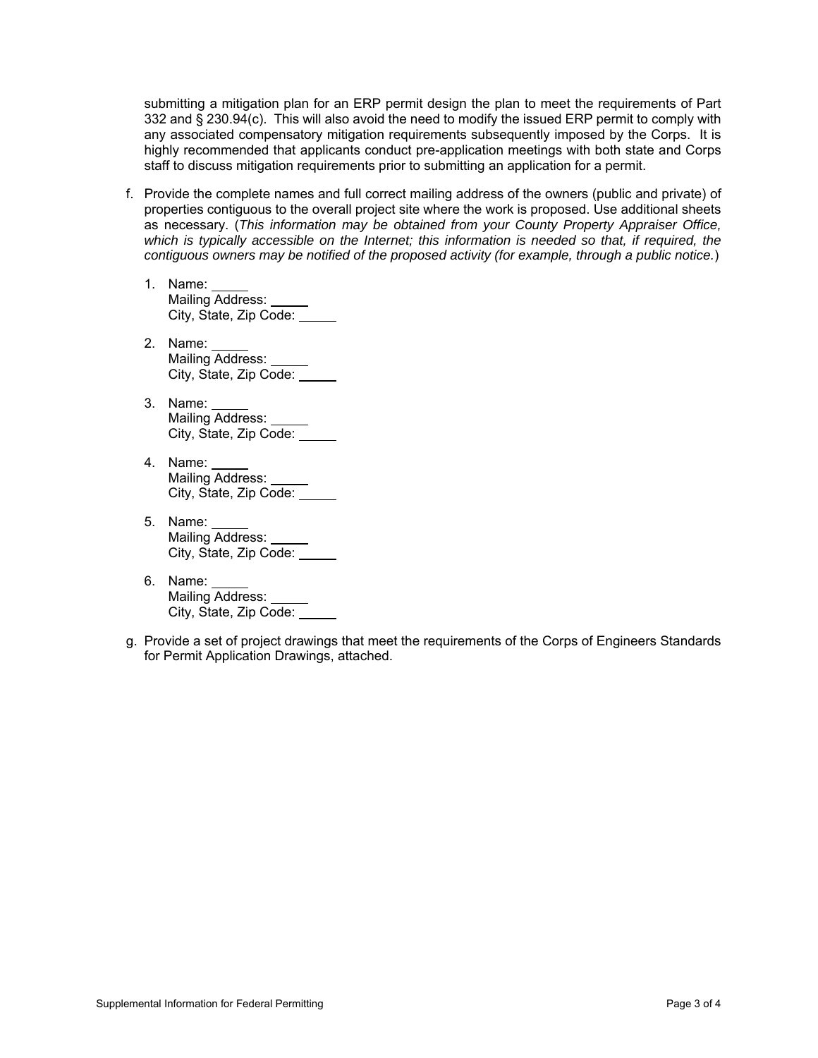submitting a mitigation plan for an ERP permit design the plan to meet the requirements of Part 332 and § 230.94(c). This will also avoid the need to modify the issued ERP permit to comply with any associated compensatory mitigation requirements subsequently imposed by the Corps. It is highly recommended that applicants conduct pre-application meetings with both state and Corps staff to discuss mitigation requirements prior to submitting an application for a permit.

f. Provide the complete names and full correct mailing address of the owners (public and private) of properties contiguous to the overall project site where the work is proposed. Use additional sheets as necessary. (*This information may be obtained from your County Property Appraiser Office, which is typically accessible on the Internet; this information is needed so that, if required, the contiguous owners may be notified of the proposed activity (for example, through a public notice.*)

   1. Name: _____
      Mailing Address: _____
      City, State, Zip Code: _____

   2. Name: _____
      Mailing Address: _____
      City, State, Zip Code: _____

   3. Name: _____
      Mailing Address: _____
      City, State, Zip Code: _____

   4. Name: _____
      Mailing Address: _____
      City, State, Zip Code: _____

   5. Name: _____
      Mailing Address: _____
      City, State, Zip Code: _____

   6. Name: _____
      Mailing Address: _____
      City, State, Zip Code: _____

g. Provide a set of project drawings that meet the requirements of the Corps of Engineers Standards for Permit Application Drawings, attached.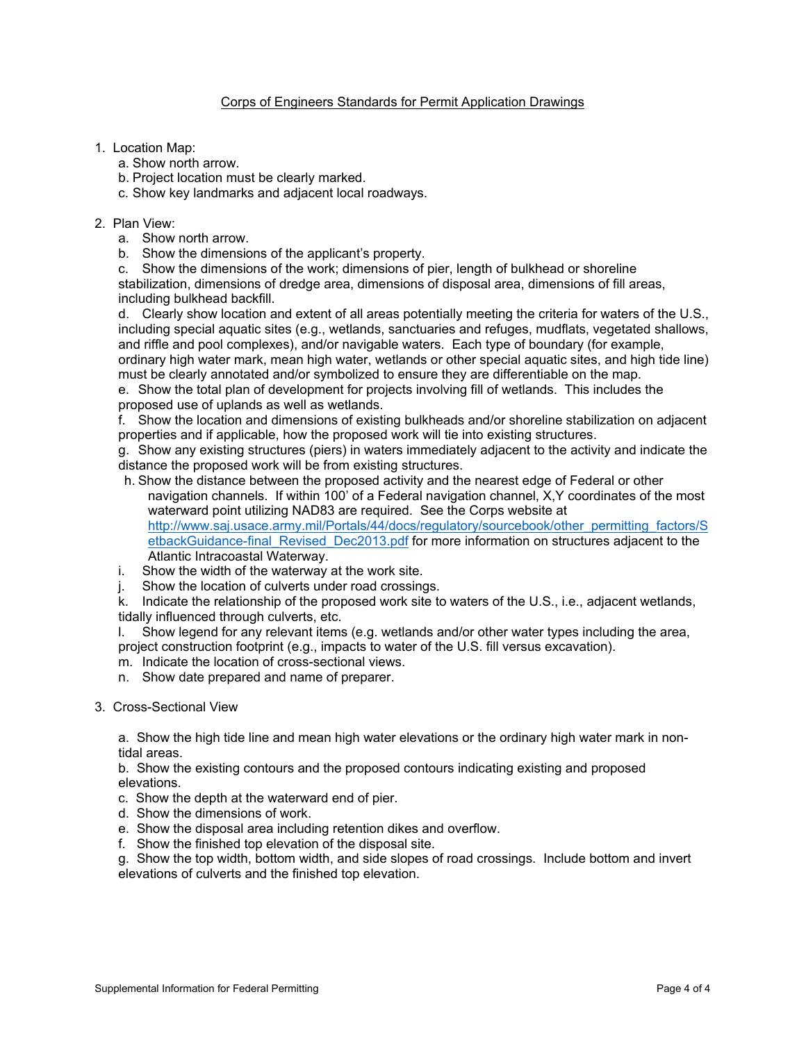## Corps of Engineers Standards for Permit Application Drawings

1. Location Map:
   a. Show north arrow.
   b. Project location must be clearly marked.
   c. Show key landmarks and adjacent local roadways.

2. Plan View:
   a. Show north arrow.
   b. Show the dimensions of the applicant's property.
   c. Show the dimensions of the work; dimensions of pier, length of bulkhead or shoreline stabilization, dimensions of dredge area, dimensions of disposal area, dimensions of fill areas, including bulkhead backfill.
   d. Clearly show location and extent of all areas potentially meeting the criteria for waters of the U.S., including special aquatic sites (e.g., wetlands, sanctuaries and refuges, mudflats, vegetated shallows, and riffle and pool complexes), and/or navigable waters. Each type of boundary (for example, ordinary high water mark, mean high water, wetlands or other special aquatic sites, and high tide line) must be clearly annotated and/or symbolized to ensure they are differentiable on the map.
   e. Show the total plan of development for projects involving fill of wetlands. This includes the proposed use of uplands as well as wetlands.
   f. Show the location and dimensions of existing bulkheads and/or shoreline stabilization on adjacent properties and if applicable, how the proposed work will tie into existing structures.
   g. Show any existing structures (piers) in waters immediately adjacent to the activity and indicate the distance the proposed work will be from existing structures.
   h. Show the distance between the proposed activity and the nearest edge of Federal or other navigation channels. If within 100' of a Federal navigation channel, X,Y coordinates of the most waterward point utilizing NAD83 are required. See the Corps website at [http://www.saj.usace.army.mil/Portals/44/docs/regulatory/sourcebook/other_permitting_factors/SetbackGuidance-final_Revised_Dec2013.pdf](http://www.saj.usace.army.mil/Portals/44/docs/regulatory/sourcebook/other_permitting_factors/SetbackGuidance-final_Revised_Dec2013.pdf) for more information on structures adjacent to the Atlantic Intracoastal Waterway.
   i. Show the width of the waterway at the work site.
   j. Show the location of culverts under road crossings.
   k. Indicate the relationship of the proposed work site to waters of the U.S., i.e., adjacent wetlands, tidally influenced through culverts, etc.
   l. Show legend for any relevant items (e.g. wetlands and/or other water types including the area, project construction footprint (e.g., impacts to water of the U.S. fill versus excavation).
   m. Indicate the location of cross-sectional views.
   n. Show date prepared and name of preparer.

3. Cross-Sectional View

   a. Show the high tide line and mean high water elevations or the ordinary high water mark in non-tidal areas.
   b. Show the existing contours and the proposed contours indicating existing and proposed elevations.
   c. Show the depth at the waterward end of pier.
   d. Show the dimensions of work.
   e. Show the disposal area including retention dikes and overflow.
   f. Show the finished top elevation of the disposal site.
   g. Show the top width, bottom width, and side slopes of road crossings. Include bottom and invert elevations of culverts and the finished top elevation.